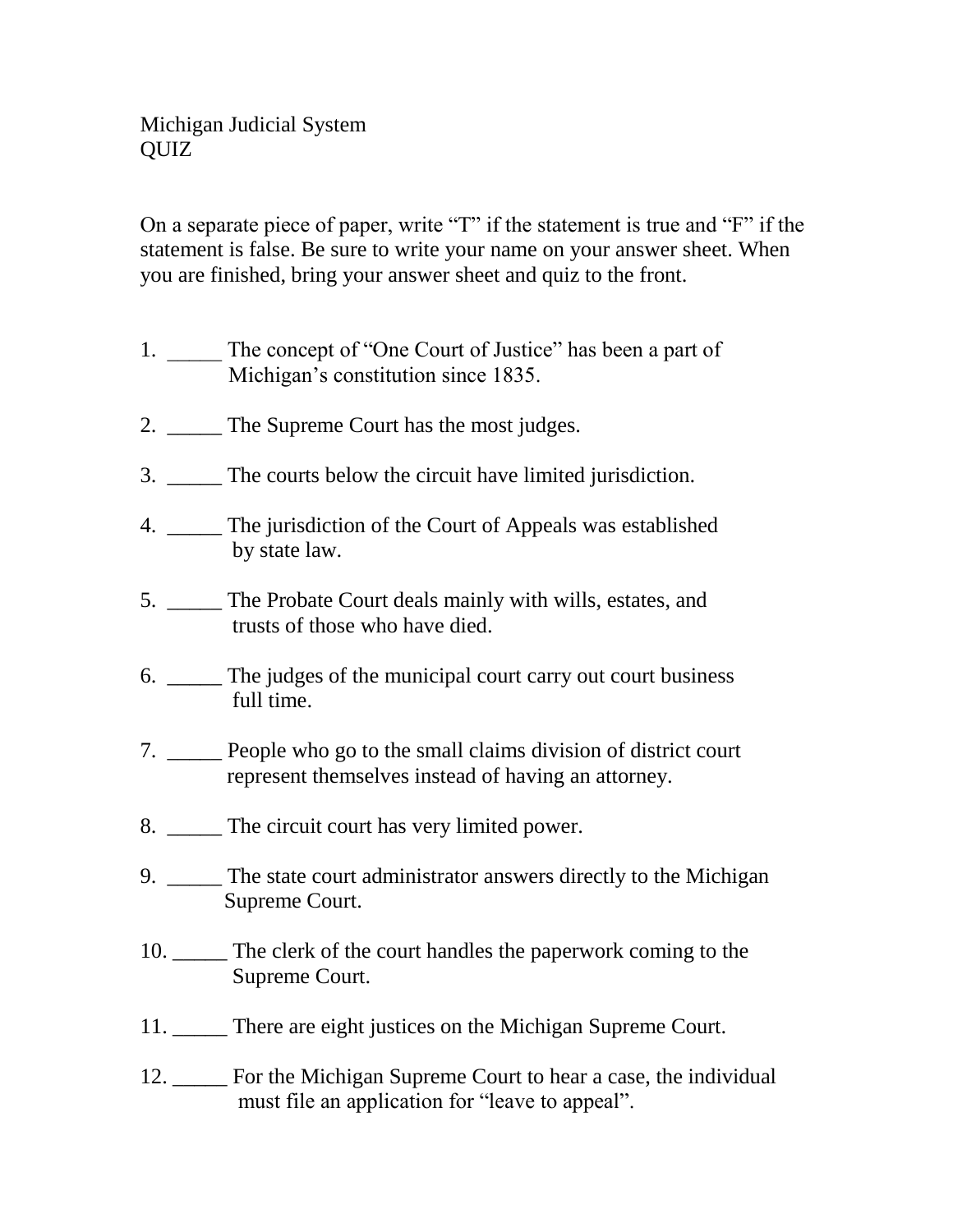Michigan Judicial System
QUIZ

On a separate piece of paper, write "T" if the statement is true and "F" if the statement is false. Be sure to write your name on your answer sheet. When you are finished, bring your answer sheet and quiz to the front.

1. _____ The concept of "One Court of Justice" has been a part of Michigan's constitution since 1835.

2. _____ The Supreme Court has the most judges.

3. _____ The courts below the circuit have limited jurisdiction.

4. _____ The jurisdiction of the Court of Appeals was established by state law.

5. _____ The Probate Court deals mainly with wills, estates, and trusts of those who have died.

6. _____ The judges of the municipal court carry out court business full time.

7. _____ People who go to the small claims division of district court represent themselves instead of having an attorney.

8. _____ The circuit court has very limited power.

9. _____ The state court administrator answers directly to the Michigan Supreme Court.

10. _____ The clerk of the court handles the paperwork coming to the Supreme Court.

11. _____ There are eight justices on the Michigan Supreme Court.

12. _____ For the Michigan Supreme Court to hear a case, the individual must file an application for "leave to appeal".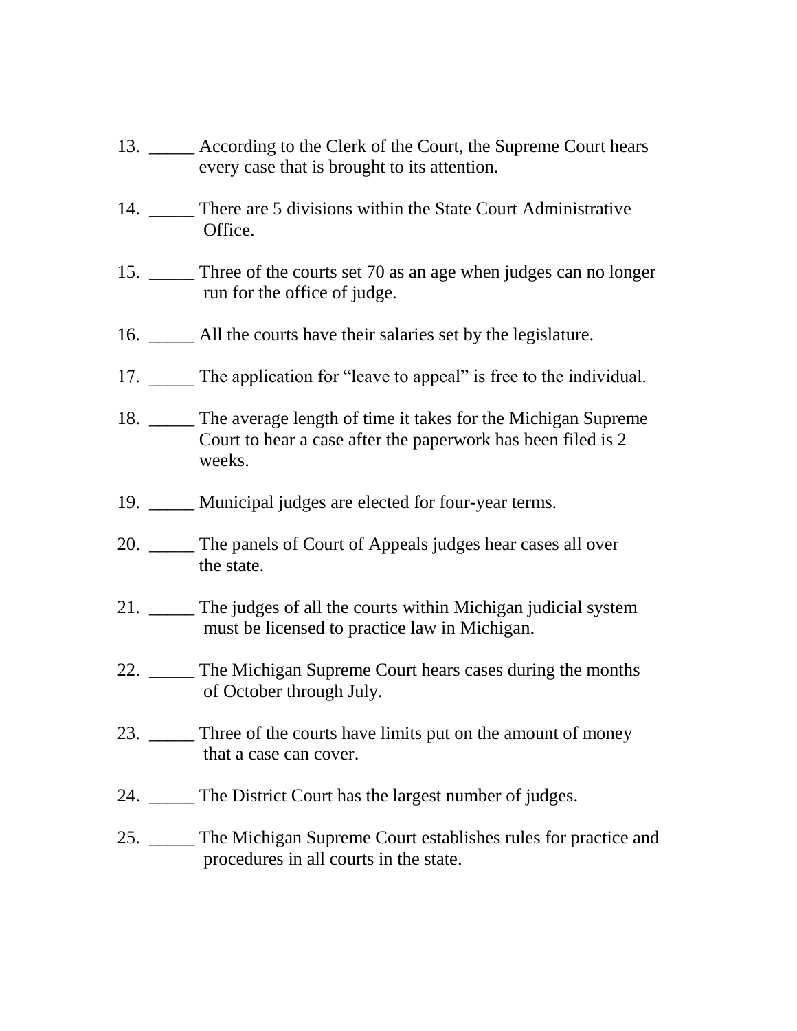13. _____ According to the Clerk of the Court, the Supreme Court hears every case that is brought to its attention.

14. _____ There are 5 divisions within the State Court Administrative Office.

15. _____ Three of the courts set 70 as an age when judges can no longer run for the office of judge.

16. _____ All the courts have their salaries set by the legislature.

17. _____ The application for "leave to appeal" is free to the individual.

18. _____ The average length of time it takes for the Michigan Supreme Court to hear a case after the paperwork has been filed is 2 weeks.

19. _____ Municipal judges are elected for four-year terms.

20. _____ The panels of Court of Appeals judges hear cases all over the state.

21. _____ The judges of all the courts within Michigan judicial system must be licensed to practice law in Michigan.

22. _____ The Michigan Supreme Court hears cases during the months of October through July.

23. _____ Three of the courts have limits put on the amount of money that a case can cover.

24. _____ The District Court has the largest number of judges.

25. _____ The Michigan Supreme Court establishes rules for practice and procedures in all courts in the state.